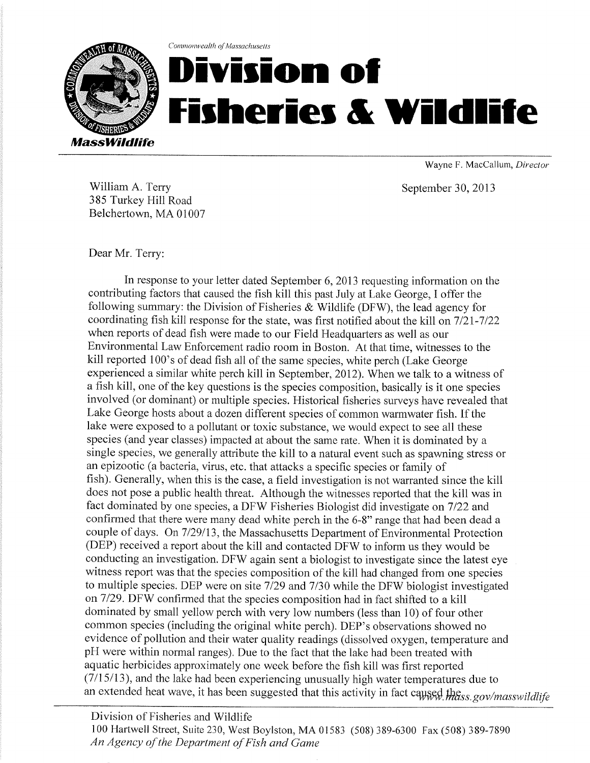*Commonwealth of Massachusetts*

# Division of Fisheries & Wildlife

***MassWildlife***

Wayne F. MacCallum, *Director*

William A. Terry
385 Turkey Hill Road
Belchertown, MA 01007

September 30, 2013

Dear Mr. Terry:

In response to your letter dated September 6, 2013 requesting information on the contributing factors that caused the fish kill this past July at Lake George, I offer the following summary: the Division of Fisheries & Wildlife (DFW), the lead agency for coordinating fish kill response for the state, was first notified about the kill on 7/21-7/22 when reports of dead fish were made to our Field Headquarters as well as our Environmental Law Enforcement radio room in Boston. At that time, witnesses to the kill reported 100's of dead fish all of the same species, white perch (Lake George experienced a similar white perch kill in September, 2012). When we talk to a witness of a fish kill, one of the key questions is the species composition, basically is it one species involved (or dominant) or multiple species. Historical fisheries surveys have revealed that Lake George hosts about a dozen different species of common warmwater fish. If the lake were exposed to a pollutant or toxic substance, we would expect to see all these species (and year classes) impacted at about the same rate. When it is dominated by a single species, we generally attribute the kill to a natural event such as spawning stress or an epizootic (a bacteria, virus, etc. that attacks a specific species or family of fish). Generally, when this is the case, a field investigation is not warranted since the kill does not pose a public health threat. Although the witnesses reported that the kill was in fact dominated by one species, a DFW Fisheries Biologist did investigate on 7/22 and confirmed that there were many dead white perch in the 6-8" range that had been dead a couple of days. On 7/29/13, the Massachusetts Department of Environmental Protection (DEP) received a report about the kill and contacted DFW to inform us they would be conducting an investigation. DFW again sent a biologist to investigate since the latest eye witness report was that the species composition of the kill had changed from one species to multiple species. DEP were on site 7/29 and 7/30 while the DFW biologist investigated on 7/29. DFW confirmed that the species composition had in fact shifted to a kill dominated by small yellow perch with very low numbers (less than 10) of four other common species (including the original white perch). DEP's observations showed no evidence of pollution and their water quality readings (dissolved oxygen, temperature and pH were within normal ranges). Due to the fact that the lake had been treated with aquatic herbicides approximately one week before the fish kill was first reported (7/15/13), and the lake had been experiencing unusually high water temperatures due to an extended heat wave, it has been suggested that this activity in fact caused these

www.mass.gov/masswildlife

Division of Fisheries and Wildlife
100 Hartwell Street, Suite 230, West Boylston, MA 01583 (508) 389-6300 Fax (508) 389-7890
*An Agency of the Department of Fish and Game*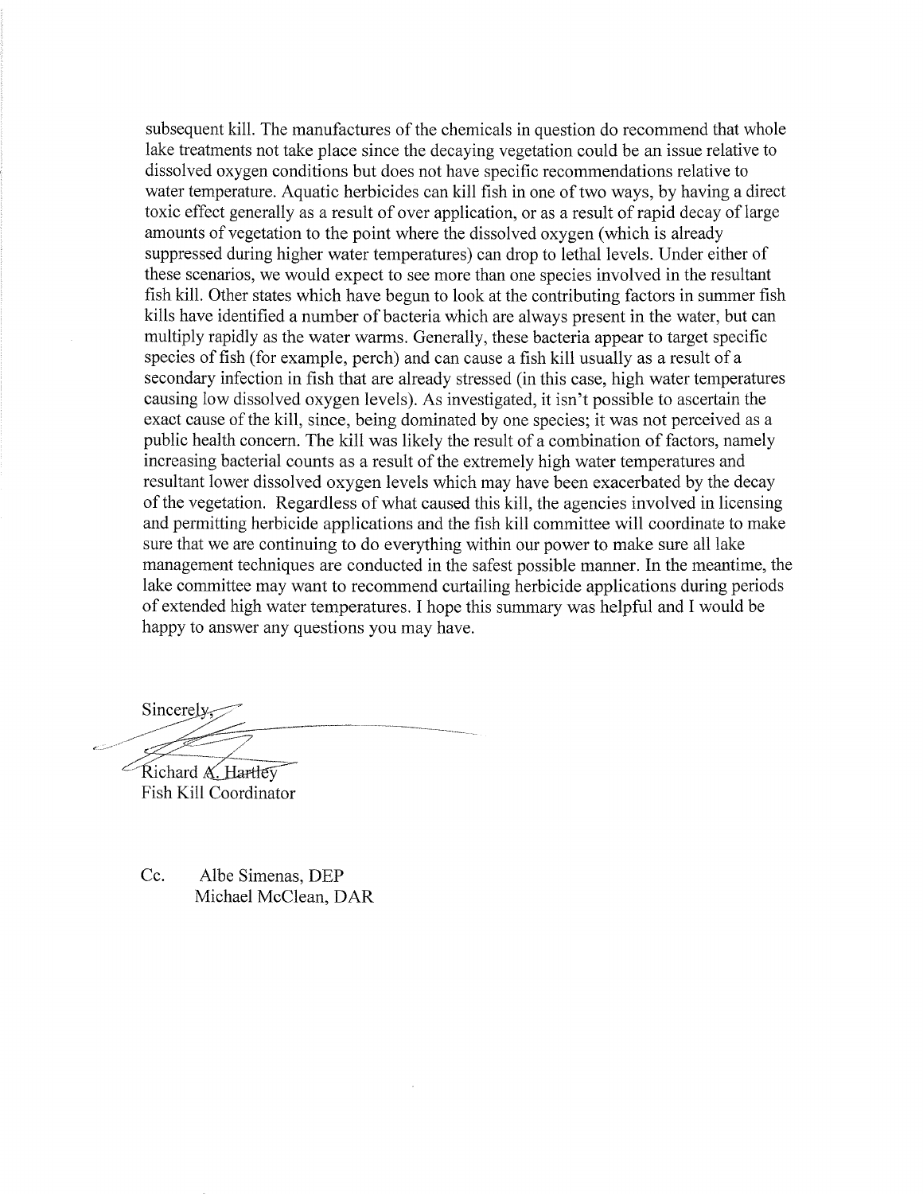subsequent kill. The manufactures of the chemicals in question do recommend that whole lake treatments not take place since the decaying vegetation could be an issue relative to dissolved oxygen conditions but does not have specific recommendations relative to water temperature. Aquatic herbicides can kill fish in one of two ways, by having a direct toxic effect generally as a result of over application, or as a result of rapid decay of large amounts of vegetation to the point where the dissolved oxygen (which is already suppressed during higher water temperatures) can drop to lethal levels. Under either of these scenarios, we would expect to see more than one species involved in the resultant fish kill. Other states which have begun to look at the contributing factors in summer fish kills have identified a number of bacteria which are always present in the water, but can multiply rapidly as the water warms. Generally, these bacteria appear to target specific species of fish (for example, perch) and can cause a fish kill usually as a result of a secondary infection in fish that are already stressed (in this case, high water temperatures causing low dissolved oxygen levels). As investigated, it isn't possible to ascertain the exact cause of the kill, since, being dominated by one species; it was not perceived as a public health concern. The kill was likely the result of a combination of factors, namely increasing bacterial counts as a result of the extremely high water temperatures and resultant lower dissolved oxygen levels which may have been exacerbated by the decay of the vegetation. Regardless of what caused this kill, the agencies involved in licensing and permitting herbicide applications and the fish kill committee will coordinate to make sure that we are continuing to do everything within our power to make sure all lake management techniques are conducted in the safest possible manner. In the meantime, the lake committee may want to recommend curtailing herbicide applications during periods of extended high water temperatures. I hope this summary was helpful and I would be happy to answer any questions you may have.

Sincerely,

Richard A. Hartley
Fish Kill Coordinator

Cc. Albe Simenas, DEP
Michael McClean, DAR